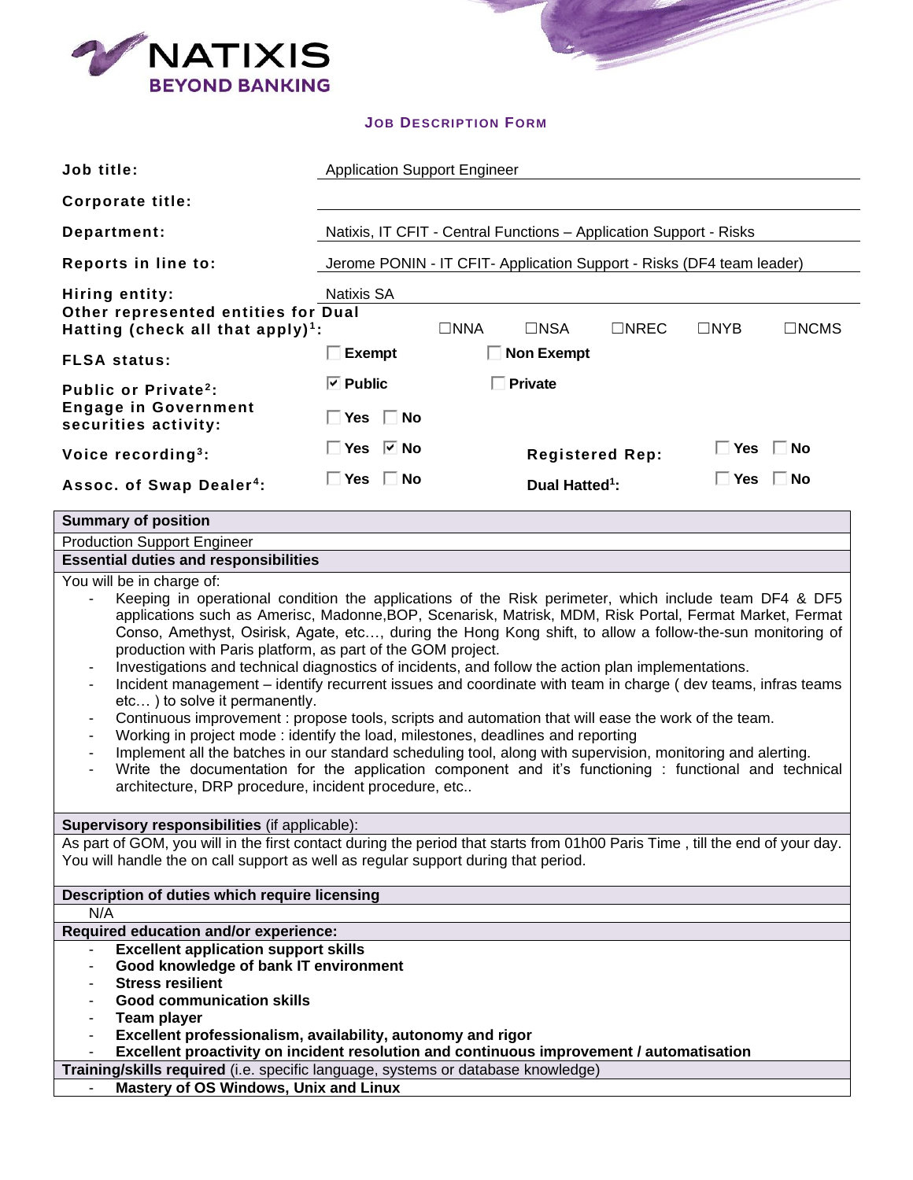## Job Description Form

| | |
|---|---|
| **Job title:** | Application Support Engineer |
| **Corporate title:** | |
| **Department:** | Natixis, IT CFIT - Central Functions – Application Support - Risks |
| **Reports in line to:** | Jerome PONIN - IT CFIT- Application Support - Risks (DF4 team leader) |
| **Hiring entity:** | Natixis SA |
| **Other represented entities for Dual Hatting (check all that apply)[1]:** | ☐NNA ☐NSA ☐NREC ☐NYB ☐NCMS |
| **FLSA status:** | ☐ Exempt ☐ Non Exempt |
| **Public or Private[2]:** | ☑ Public ☐ Private |
| **Engage in Government securities activity:** | ☐ Yes ☐ No |
| **Voice recording[3]:** | ☐ Yes ☑ No — **Registered Rep:** ☐ Yes ☐ No |
| **Assoc. of Swap Dealer[4]:** | ☐ Yes ☐ No — **Dual Hatted[1]:** ☐ Yes ☐ No |

**Summary of position**

Production Support Engineer

**Essential duties and responsibilities**

You will be in charge of:

- Keeping in operational condition the applications of the Risk perimeter, which include team DF4 & DF5 applications such as Amerisc, Madonne,BOP, Scenarisk, Matrisk, MDM, Risk Portal, Fermat Market, Fermat Conso, Amethyst, Osirisk, Agate, etc…, during the Hong Kong shift, to allow a follow-the-sun monitoring of production with Paris platform, as part of the GOM project.
- Investigations and technical diagnostics of incidents, and follow the action plan implementations.
- Incident management – identify recurrent issues and coordinate with team in charge ( dev teams, infras teams etc… ) to solve it permanently.
- Continuous improvement : propose tools, scripts and automation that will ease the work of the team.
- Working in project mode : identify the load, milestones, deadlines and reporting
- Implement all the batches in our standard scheduling tool, along with supervision, monitoring and alerting.
- Write the documentation for the application component and it's functioning : functional and technical architecture, DRP procedure, incident procedure, etc..

**Supervisory responsibilities** (if applicable):

As part of GOM, you will in the first contact during the period that starts from 01h00 Paris Time , till the end of your day. You will handle the on call support as well as regular support during that period.

**Description of duties which require licensing**

N/A

**Required education and/or experience:**

- **Excellent application support skills**
- **Good knowledge of bank IT environment**
- **Stress resilient**
- **Good communication skills**
- **Team player**
- **Excellent professionalism, availability, autonomy and rigor**
- **Excellent proactivity on incident resolution and continuous improvement / automatisation**

**Training/skills required** (i.e. specific language, systems or database knowledge)

- **Mastery of OS Windows, Unix and Linux**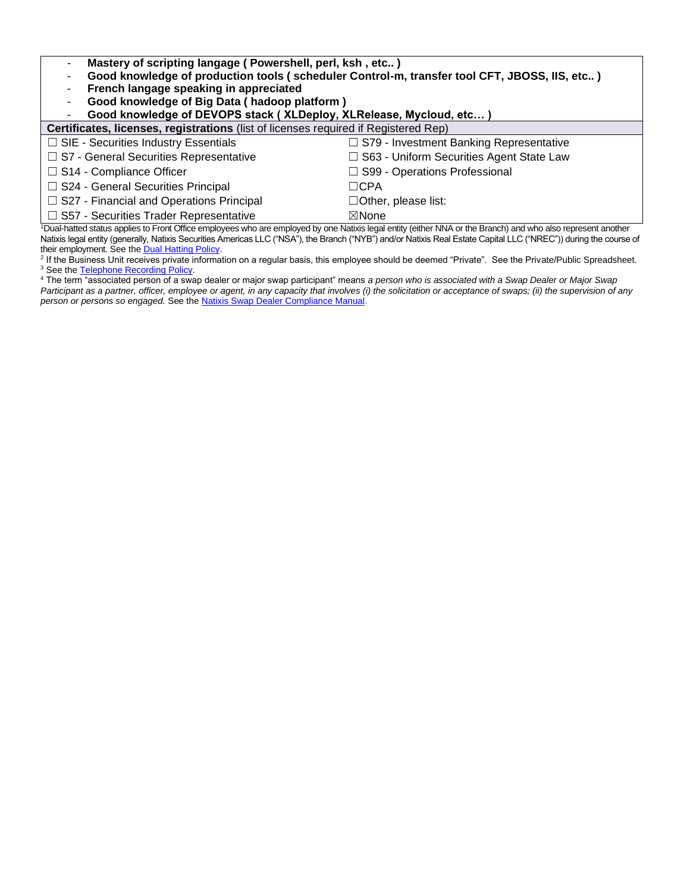- **Mastery of scripting langage ( Powershell, perl, ksh , etc.. )**
- **Good knowledge of production tools ( scheduler Control-m, transfer tool CFT, JBOSS, IIS, etc.. )**
- **French langage speaking in appreciated**
- **Good knowledge of Big Data ( hadoop platform )**
- **Good knowledge of DEVOPS stack ( XLDeploy, XLRelease, Mycloud, etc… )**

| **Certificates, licenses, registrations** (list of licenses required if Registered Rep) | |
|---|---|
| ☐ SIE - Securities Industry Essentials | ☐ S79 - Investment Banking Representative |
| ☐ S7 - General Securities Representative | ☐ S63 - Uniform Securities Agent State Law |
| ☐ S14 - Compliance Officer | ☐ S99 - Operations Professional |
| ☐ S24 - General Securities Principal | ☐CPA |
| ☐ S27 - Financial and Operations Principal | ☐Other, please list: |
| ☐ S57 - Securities Trader Representative | ☒None |

[1]Dual-hatted status applies to Front Office employees who are employed by one Natixis legal entity (either NNA or the Branch) and who also represent another Natixis legal entity (generally, Natixis Securities Americas LLC ("NSA"), the Branch ("NYB") and/or Natixis Real Estate Capital LLC ("NREC")) during the course of their employment. See the Dual Hatting Policy.

[2] If the Business Unit receives private information on a regular basis, this employee should be deemed "Private". See the Private/Public Spreadsheet.

[3] See the Telephone Recording Policy.

[4] The term "associated person of a swap dealer or major swap participant" means *a person who is associated with a Swap Dealer or Major Swap Participant as a partner, officer, employee or agent, in any capacity that involves (i) the solicitation or acceptance of swaps; (ii) the supervision of any person or persons so engaged.* See the Natixis Swap Dealer Compliance Manual.